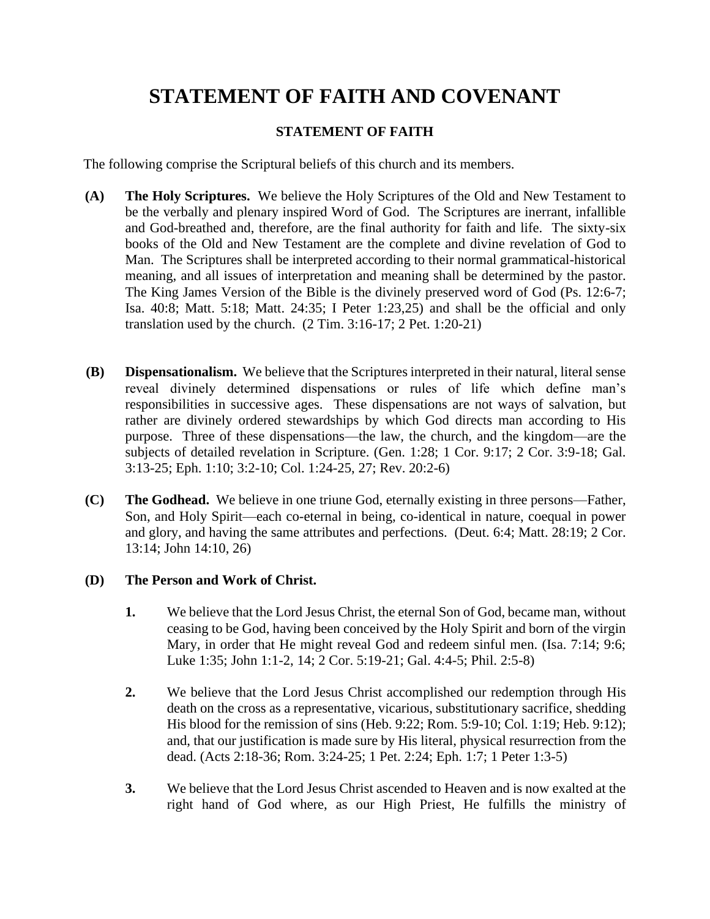# STATEMENT OF FAITH AND COVENANT

## STATEMENT OF FAITH

The following comprise the Scriptural beliefs of this church and its members.

**(A)** **The Holy Scriptures.** We believe the Holy Scriptures of the Old and New Testament to be the verbally and plenary inspired Word of God. The Scriptures are inerrant, infallible and God-breathed and, therefore, are the final authority for faith and life. The sixty-six books of the Old and New Testament are the complete and divine revelation of God to Man. The Scriptures shall be interpreted according to their normal grammatical-historical meaning, and all issues of interpretation and meaning shall be determined by the pastor. The King James Version of the Bible is the divinely preserved word of God (Ps. 12:6-7; Isa. 40:8; Matt. 5:18; Matt. 24:35; I Peter 1:23,25) and shall be the official and only translation used by the church. (2 Tim. 3:16-17; 2 Pet. 1:20-21)

**(B)** **Dispensationalism.** We believe that the Scriptures interpreted in their natural, literal sense reveal divinely determined dispensations or rules of life which define man's responsibilities in successive ages. These dispensations are not ways of salvation, but rather are divinely ordered stewardships by which God directs man according to His purpose. Three of these dispensations—the law, the church, and the kingdom—are the subjects of detailed revelation in Scripture. (Gen. 1:28; 1 Cor. 9:17; 2 Cor. 3:9-18; Gal. 3:13-25; Eph. 1:10; 3:2-10; Col. 1:24-25, 27; Rev. 20:2-6)

**(C)** **The Godhead.** We believe in one triune God, eternally existing in three persons—Father, Son, and Holy Spirit—each co-eternal in being, co-identical in nature, coequal in power and glory, and having the same attributes and perfections. (Deut. 6:4; Matt. 28:19; 2 Cor. 13:14; John 14:10, 26)

**(D)** **The Person and Work of Christ.**

**1.** We believe that the Lord Jesus Christ, the eternal Son of God, became man, without ceasing to be God, having been conceived by the Holy Spirit and born of the virgin Mary, in order that He might reveal God and redeem sinful men. (Isa. 7:14; 9:6; Luke 1:35; John 1:1-2, 14; 2 Cor. 5:19-21; Gal. 4:4-5; Phil. 2:5-8)

**2.** We believe that the Lord Jesus Christ accomplished our redemption through His death on the cross as a representative, vicarious, substitutionary sacrifice, shedding His blood for the remission of sins (Heb. 9:22; Rom. 5:9-10; Col. 1:19; Heb. 9:12); and, that our justification is made sure by His literal, physical resurrection from the dead. (Acts 2:18-36; Rom. 3:24-25; 1 Pet. 2:24; Eph. 1:7; 1 Peter 1:3-5)

**3.** We believe that the Lord Jesus Christ ascended to Heaven and is now exalted at the right hand of God where, as our High Priest, He fulfills the ministry of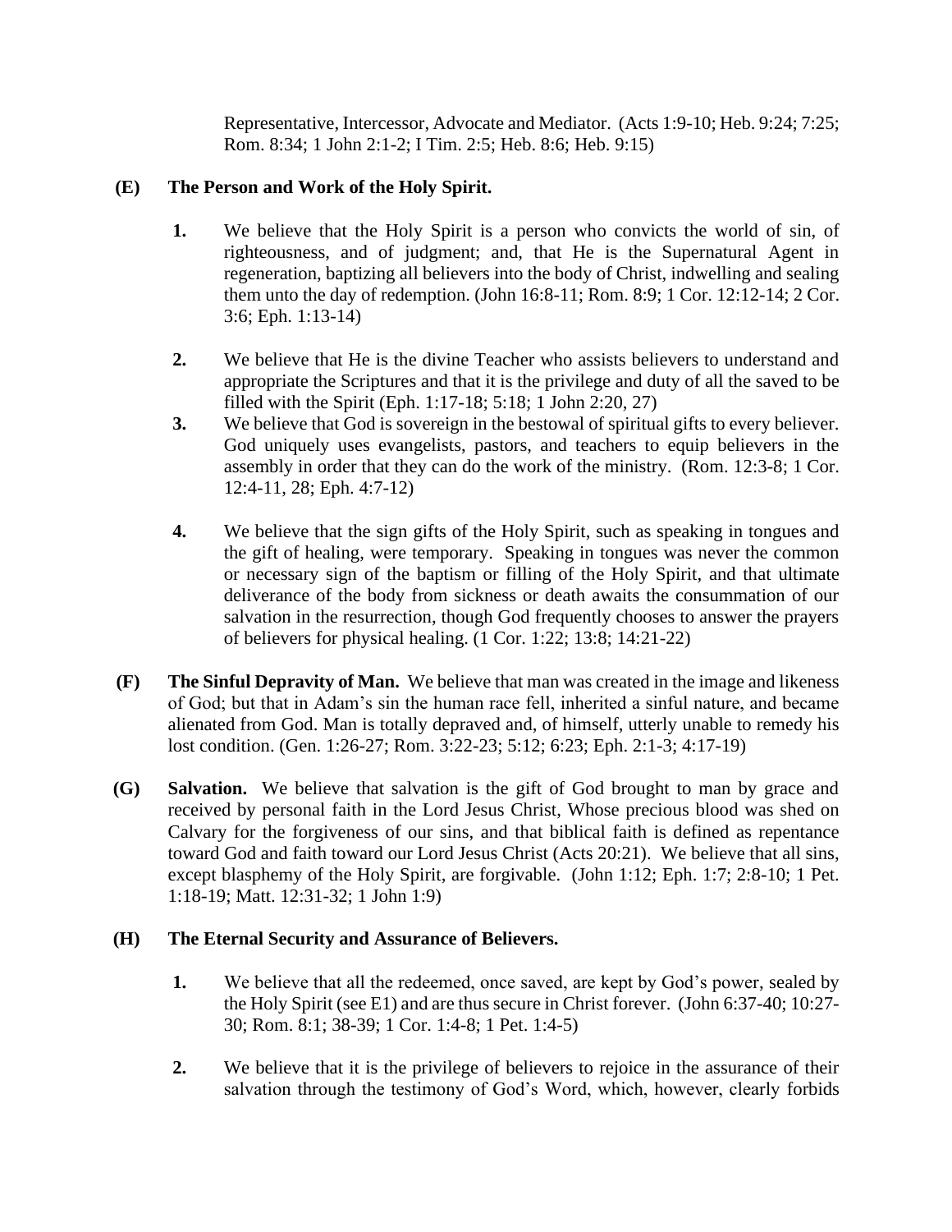Representative, Intercessor, Advocate and Mediator. (Acts 1:9-10; Heb. 9:24; 7:25; Rom. 8:34; 1 John 2:1-2; I Tim. 2:5; Heb. 8:6; Heb. 9:15)

**(E) The Person and Work of the Holy Spirit.**

**1.** We believe that the Holy Spirit is a person who convicts the world of sin, of righteousness, and of judgment; and, that He is the Supernatural Agent in regeneration, baptizing all believers into the body of Christ, indwelling and sealing them unto the day of redemption. (John 16:8-11; Rom. 8:9; 1 Cor. 12:12-14; 2 Cor. 3:6; Eph. 1:13-14)

**2.** We believe that He is the divine Teacher who assists believers to understand and appropriate the Scriptures and that it is the privilege and duty of all the saved to be filled with the Spirit (Eph. 1:17-18; 5:18; 1 John 2:20, 27)

**3.** We believe that God is sovereign in the bestowal of spiritual gifts to every believer. God uniquely uses evangelists, pastors, and teachers to equip believers in the assembly in order that they can do the work of the ministry. (Rom. 12:3-8; 1 Cor. 12:4-11, 28; Eph. 4:7-12)

**4.** We believe that the sign gifts of the Holy Spirit, such as speaking in tongues and the gift of healing, were temporary. Speaking in tongues was never the common or necessary sign of the baptism or filling of the Holy Spirit, and that ultimate deliverance of the body from sickness or death awaits the consummation of our salvation in the resurrection, though God frequently chooses to answer the prayers of believers for physical healing. (1 Cor. 1:22; 13:8; 14:21-22)

**(F) The Sinful Depravity of Man.** We believe that man was created in the image and likeness of God; but that in Adam's sin the human race fell, inherited a sinful nature, and became alienated from God. Man is totally depraved and, of himself, utterly unable to remedy his lost condition. (Gen. 1:26-27; Rom. 3:22-23; 5:12; 6:23; Eph. 2:1-3; 4:17-19)

**(G) Salvation.** We believe that salvation is the gift of God brought to man by grace and received by personal faith in the Lord Jesus Christ, Whose precious blood was shed on Calvary for the forgiveness of our sins, and that biblical faith is defined as repentance toward God and faith toward our Lord Jesus Christ (Acts 20:21). We believe that all sins, except blasphemy of the Holy Spirit, are forgivable. (John 1:12; Eph. 1:7; 2:8-10; 1 Pet. 1:18-19; Matt. 12:31-32; 1 John 1:9)

**(H) The Eternal Security and Assurance of Believers.**

**1.** We believe that all the redeemed, once saved, are kept by God's power, sealed by the Holy Spirit (see E1) and are thus secure in Christ forever. (John 6:37-40; 10:27-30; Rom. 8:1; 38-39; 1 Cor. 1:4-8; 1 Pet. 1:4-5)

**2.** We believe that it is the privilege of believers to rejoice in the assurance of their salvation through the testimony of God's Word, which, however, clearly forbids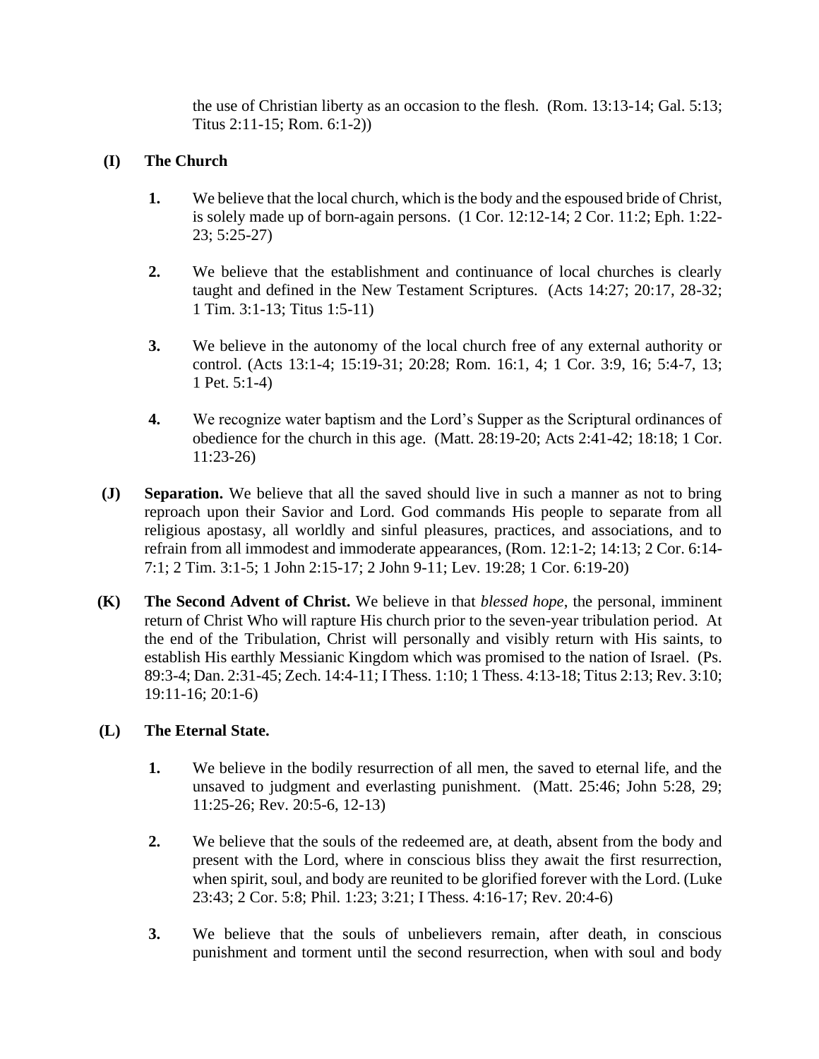the use of Christian liberty as an occasion to the flesh. (Rom. 13:13-14; Gal. 5:13; Titus 2:11-15; Rom. 6:1-2))

**(I) The Church**

1. We believe that the local church, which is the body and the espoused bride of Christ, is solely made up of born-again persons. (1 Cor. 12:12-14; 2 Cor. 11:2; Eph. 1:22-23; 5:25-27)

2. We believe that the establishment and continuance of local churches is clearly taught and defined in the New Testament Scriptures. (Acts 14:27; 20:17, 28-32; 1 Tim. 3:1-13; Titus 1:5-11)

3. We believe in the autonomy of the local church free of any external authority or control. (Acts 13:1-4; 15:19-31; 20:28; Rom. 16:1, 4; 1 Cor. 3:9, 16; 5:4-7, 13; 1 Pet. 5:1-4)

4. We recognize water baptism and the Lord's Supper as the Scriptural ordinances of obedience for the church in this age. (Matt. 28:19-20; Acts 2:41-42; 18:18; 1 Cor. 11:23-26)

**(J) Separation.** We believe that all the saved should live in such a manner as not to bring reproach upon their Savior and Lord. God commands His people to separate from all religious apostasy, all worldly and sinful pleasures, practices, and associations, and to refrain from all immodest and immoderate appearances, (Rom. 12:1-2; 14:13; 2 Cor. 6:14-7:1; 2 Tim. 3:1-5; 1 John 2:15-17; 2 John 9-11; Lev. 19:28; 1 Cor. 6:19-20)

**(K) The Second Advent of Christ.** We believe in that *blessed hope*, the personal, imminent return of Christ Who will rapture His church prior to the seven-year tribulation period. At the end of the Tribulation, Christ will personally and visibly return with His saints, to establish His earthly Messianic Kingdom which was promised to the nation of Israel. (Ps. 89:3-4; Dan. 2:31-45; Zech. 14:4-11; I Thess. 1:10; 1 Thess. 4:13-18; Titus 2:13; Rev. 3:10; 19:11-16; 20:1-6)

**(L) The Eternal State.**

1. We believe in the bodily resurrection of all men, the saved to eternal life, and the unsaved to judgment and everlasting punishment. (Matt. 25:46; John 5:28, 29; 11:25-26; Rev. 20:5-6, 12-13)

2. We believe that the souls of the redeemed are, at death, absent from the body and present with the Lord, where in conscious bliss they await the first resurrection, when spirit, soul, and body are reunited to be glorified forever with the Lord. (Luke 23:43; 2 Cor. 5:8; Phil. 1:23; 3:21; I Thess. 4:16-17; Rev. 20:4-6)

3. We believe that the souls of unbelievers remain, after death, in conscious punishment and torment until the second resurrection, when with soul and body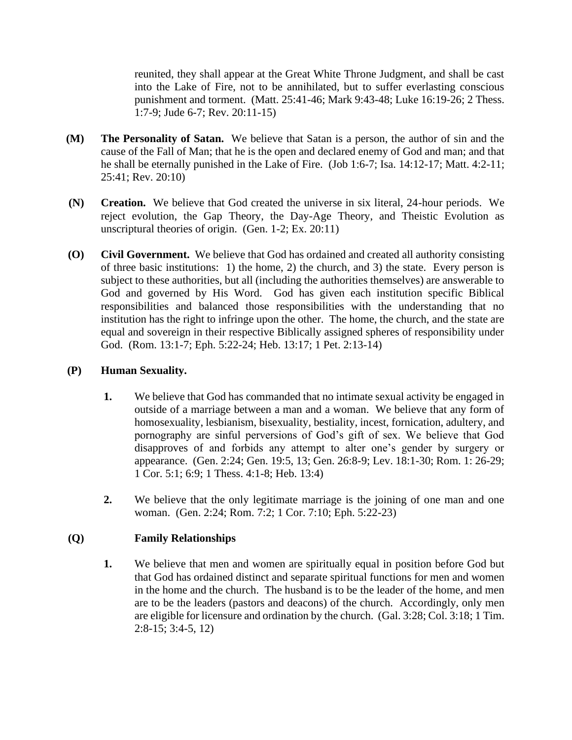reunited, they shall appear at the Great White Throne Judgment, and shall be cast into the Lake of Fire, not to be annihilated, but to suffer everlasting conscious punishment and torment. (Matt. 25:41-46; Mark 9:43-48; Luke 16:19-26; 2 Thess. 1:7-9; Jude 6-7; Rev. 20:11-15)

**(M) The Personality of Satan.** We believe that Satan is a person, the author of sin and the cause of the Fall of Man; that he is the open and declared enemy of God and man; and that he shall be eternally punished in the Lake of Fire. (Job 1:6-7; Isa. 14:12-17; Matt. 4:2-11; 25:41; Rev. 20:10)

**(N) Creation.** We believe that God created the universe in six literal, 24-hour periods. We reject evolution, the Gap Theory, the Day-Age Theory, and Theistic Evolution as unscriptural theories of origin. (Gen. 1-2; Ex. 20:11)

**(O) Civil Government.** We believe that God has ordained and created all authority consisting of three basic institutions: 1) the home, 2) the church, and 3) the state. Every person is subject to these authorities, but all (including the authorities themselves) are answerable to God and governed by His Word. God has given each institution specific Biblical responsibilities and balanced those responsibilities with the understanding that no institution has the right to infringe upon the other. The home, the church, and the state are equal and sovereign in their respective Biblically assigned spheres of responsibility under God. (Rom. 13:1-7; Eph. 5:22-24; Heb. 13:17; 1 Pet. 2:13-14)

**(P) Human Sexuality.**

**1.** We believe that God has commanded that no intimate sexual activity be engaged in outside of a marriage between a man and a woman. We believe that any form of homosexuality, lesbianism, bisexuality, bestiality, incest, fornication, adultery, and pornography are sinful perversions of God's gift of sex. We believe that God disapproves of and forbids any attempt to alter one's gender by surgery or appearance. (Gen. 2:24; Gen. 19:5, 13; Gen. 26:8-9; Lev. 18:1-30; Rom. 1: 26-29; 1 Cor. 5:1; 6:9; 1 Thess. 4:1-8; Heb. 13:4)

**2.** We believe that the only legitimate marriage is the joining of one man and one woman. (Gen. 2:24; Rom. 7:2; 1 Cor. 7:10; Eph. 5:22-23)

**(Q) Family Relationships**

**1.** We believe that men and women are spiritually equal in position before God but that God has ordained distinct and separate spiritual functions for men and women in the home and the church. The husband is to be the leader of the home, and men are to be the leaders (pastors and deacons) of the church. Accordingly, only men are eligible for licensure and ordination by the church. (Gal. 3:28; Col. 3:18; 1 Tim. 2:8-15; 3:4-5, 12)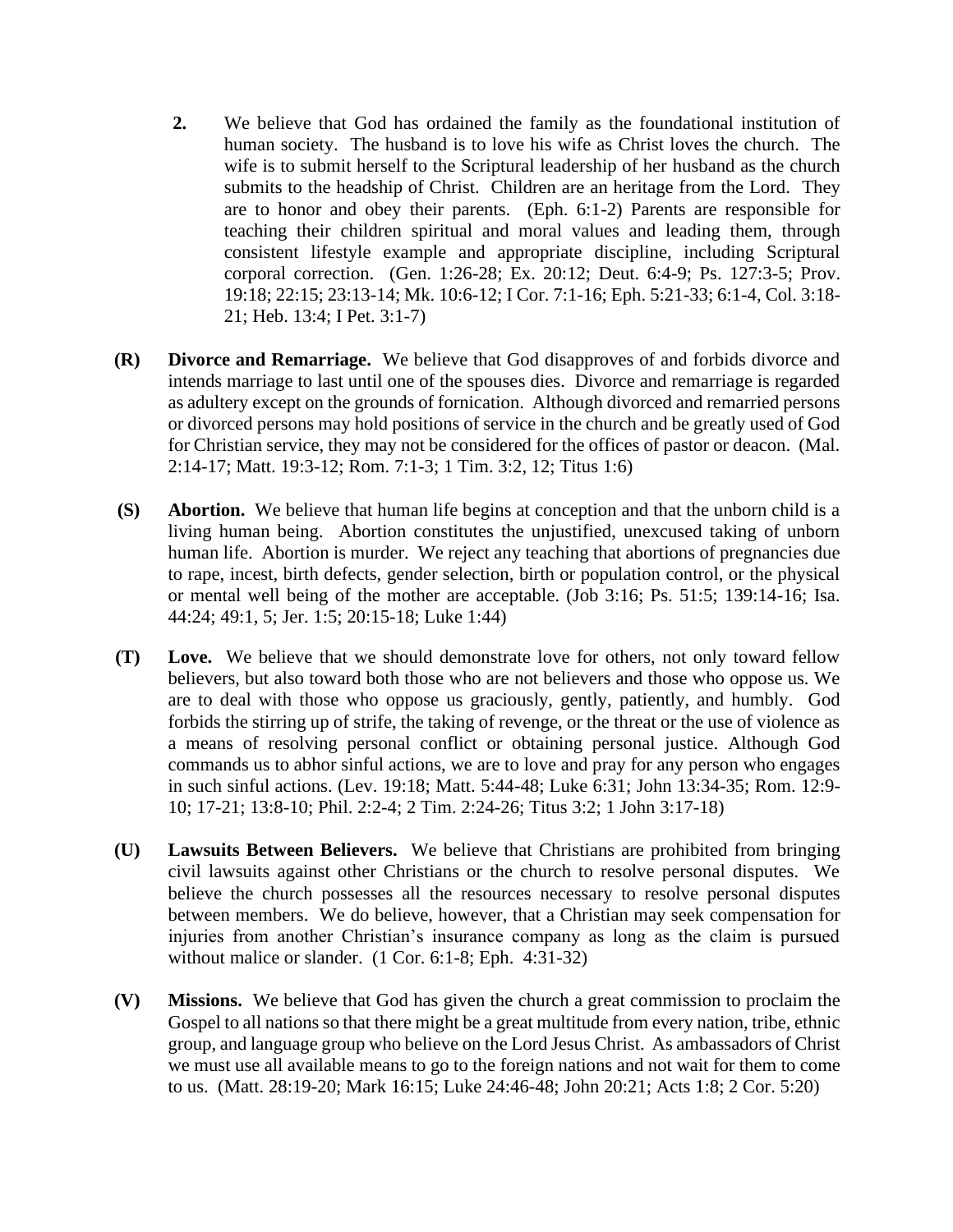**2.** We believe that God has ordained the family as the foundational institution of human society. The husband is to love his wife as Christ loves the church. The wife is to submit herself to the Scriptural leadership of her husband as the church submits to the headship of Christ. Children are an heritage from the Lord. They are to honor and obey their parents. (Eph. 6:1-2) Parents are responsible for teaching their children spiritual and moral values and leading them, through consistent lifestyle example and appropriate discipline, including Scriptural corporal correction. (Gen. 1:26-28; Ex. 20:12; Deut. 6:4-9; Ps. 127:3-5; Prov. 19:18; 22:15; 23:13-14; Mk. 10:6-12; I Cor. 7:1-16; Eph. 5:21-33; 6:1-4, Col. 3:18-21; Heb. 13:4; I Pet. 3:1-7)

**(R) Divorce and Remarriage.** We believe that God disapproves of and forbids divorce and intends marriage to last until one of the spouses dies. Divorce and remarriage is regarded as adultery except on the grounds of fornication. Although divorced and remarried persons or divorced persons may hold positions of service in the church and be greatly used of God for Christian service, they may not be considered for the offices of pastor or deacon. (Mal. 2:14-17; Matt. 19:3-12; Rom. 7:1-3; 1 Tim. 3:2, 12; Titus 1:6)

**(S) Abortion.** We believe that human life begins at conception and that the unborn child is a living human being. Abortion constitutes the unjustified, unexcused taking of unborn human life. Abortion is murder. We reject any teaching that abortions of pregnancies due to rape, incest, birth defects, gender selection, birth or population control, or the physical or mental well being of the mother are acceptable. (Job 3:16; Ps. 51:5; 139:14-16; Isa. 44:24; 49:1, 5; Jer. 1:5; 20:15-18; Luke 1:44)

**(T) Love.** We believe that we should demonstrate love for others, not only toward fellow believers, but also toward both those who are not believers and those who oppose us. We are to deal with those who oppose us graciously, gently, patiently, and humbly. God forbids the stirring up of strife, the taking of revenge, or the threat or the use of violence as a means of resolving personal conflict or obtaining personal justice. Although God commands us to abhor sinful actions, we are to love and pray for any person who engages in such sinful actions. (Lev. 19:18; Matt. 5:44-48; Luke 6:31; John 13:34-35; Rom. 12:9-10; 17-21; 13:8-10; Phil. 2:2-4; 2 Tim. 2:24-26; Titus 3:2; 1 John 3:17-18)

**(U) Lawsuits Between Believers.** We believe that Christians are prohibited from bringing civil lawsuits against other Christians or the church to resolve personal disputes. We believe the church possesses all the resources necessary to resolve personal disputes between members. We do believe, however, that a Christian may seek compensation for injuries from another Christian's insurance company as long as the claim is pursued without malice or slander. (1 Cor. 6:1-8; Eph. 4:31-32)

**(V) Missions.** We believe that God has given the church a great commission to proclaim the Gospel to all nations so that there might be a great multitude from every nation, tribe, ethnic group, and language group who believe on the Lord Jesus Christ. As ambassadors of Christ we must use all available means to go to the foreign nations and not wait for them to come to us. (Matt. 28:19-20; Mark 16:15; Luke 24:46-48; John 20:21; Acts 1:8; 2 Cor. 5:20)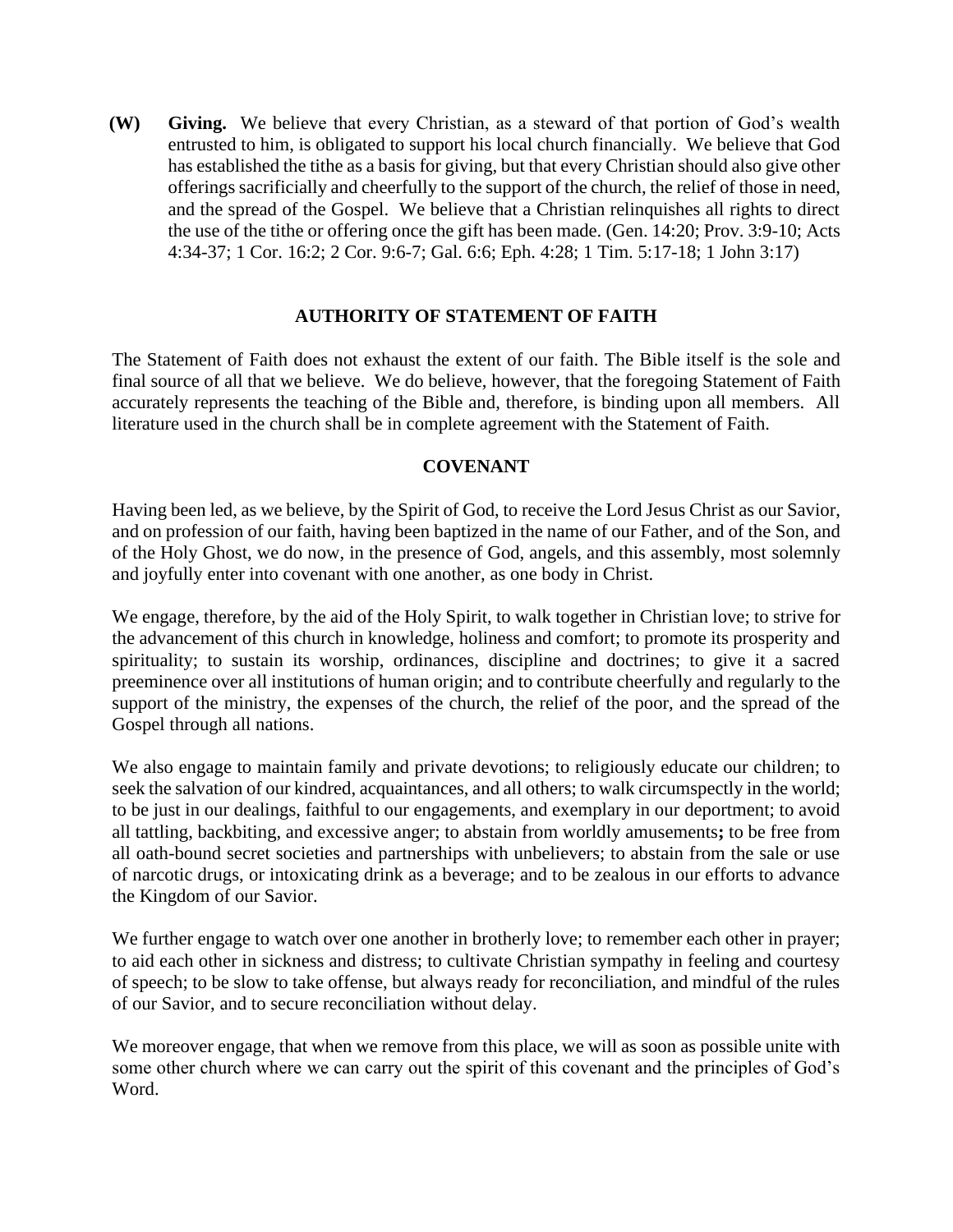**(W) Giving.** We believe that every Christian, as a steward of that portion of God's wealth entrusted to him, is obligated to support his local church financially. We believe that God has established the tithe as a basis for giving, but that every Christian should also give other offerings sacrificially and cheerfully to the support of the church, the relief of those in need, and the spread of the Gospel. We believe that a Christian relinquishes all rights to direct the use of the tithe or offering once the gift has been made. (Gen. 14:20; Prov. 3:9-10; Acts 4:34-37; 1 Cor. 16:2; 2 Cor. 9:6-7; Gal. 6:6; Eph. 4:28; 1 Tim. 5:17-18; 1 John 3:17)

## AUTHORITY OF STATEMENT OF FAITH

The Statement of Faith does not exhaust the extent of our faith. The Bible itself is the sole and final source of all that we believe. We do believe, however, that the foregoing Statement of Faith accurately represents the teaching of the Bible and, therefore, is binding upon all members. All literature used in the church shall be in complete agreement with the Statement of Faith.

## COVENANT

Having been led, as we believe, by the Spirit of God, to receive the Lord Jesus Christ as our Savior, and on profession of our faith, having been baptized in the name of our Father, and of the Son, and of the Holy Ghost, we do now, in the presence of God, angels, and this assembly, most solemnly and joyfully enter into covenant with one another, as one body in Christ.

We engage, therefore, by the aid of the Holy Spirit, to walk together in Christian love; to strive for the advancement of this church in knowledge, holiness and comfort; to promote its prosperity and spirituality; to sustain its worship, ordinances, discipline and doctrines; to give it a sacred preeminence over all institutions of human origin; and to contribute cheerfully and regularly to the support of the ministry, the expenses of the church, the relief of the poor, and the spread of the Gospel through all nations.

We also engage to maintain family and private devotions; to religiously educate our children; to seek the salvation of our kindred, acquaintances, and all others; to walk circumspectly in the world; to be just in our dealings, faithful to our engagements, and exemplary in our deportment; to avoid all tattling, backbiting, and excessive anger; to abstain from worldly amusements**;** to be free from all oath-bound secret societies and partnerships with unbelievers; to abstain from the sale or use of narcotic drugs, or intoxicating drink as a beverage; and to be zealous in our efforts to advance the Kingdom of our Savior.

We further engage to watch over one another in brotherly love; to remember each other in prayer; to aid each other in sickness and distress; to cultivate Christian sympathy in feeling and courtesy of speech; to be slow to take offense, but always ready for reconciliation, and mindful of the rules of our Savior, and to secure reconciliation without delay.

We moreover engage, that when we remove from this place, we will as soon as possible unite with some other church where we can carry out the spirit of this covenant and the principles of God's Word.